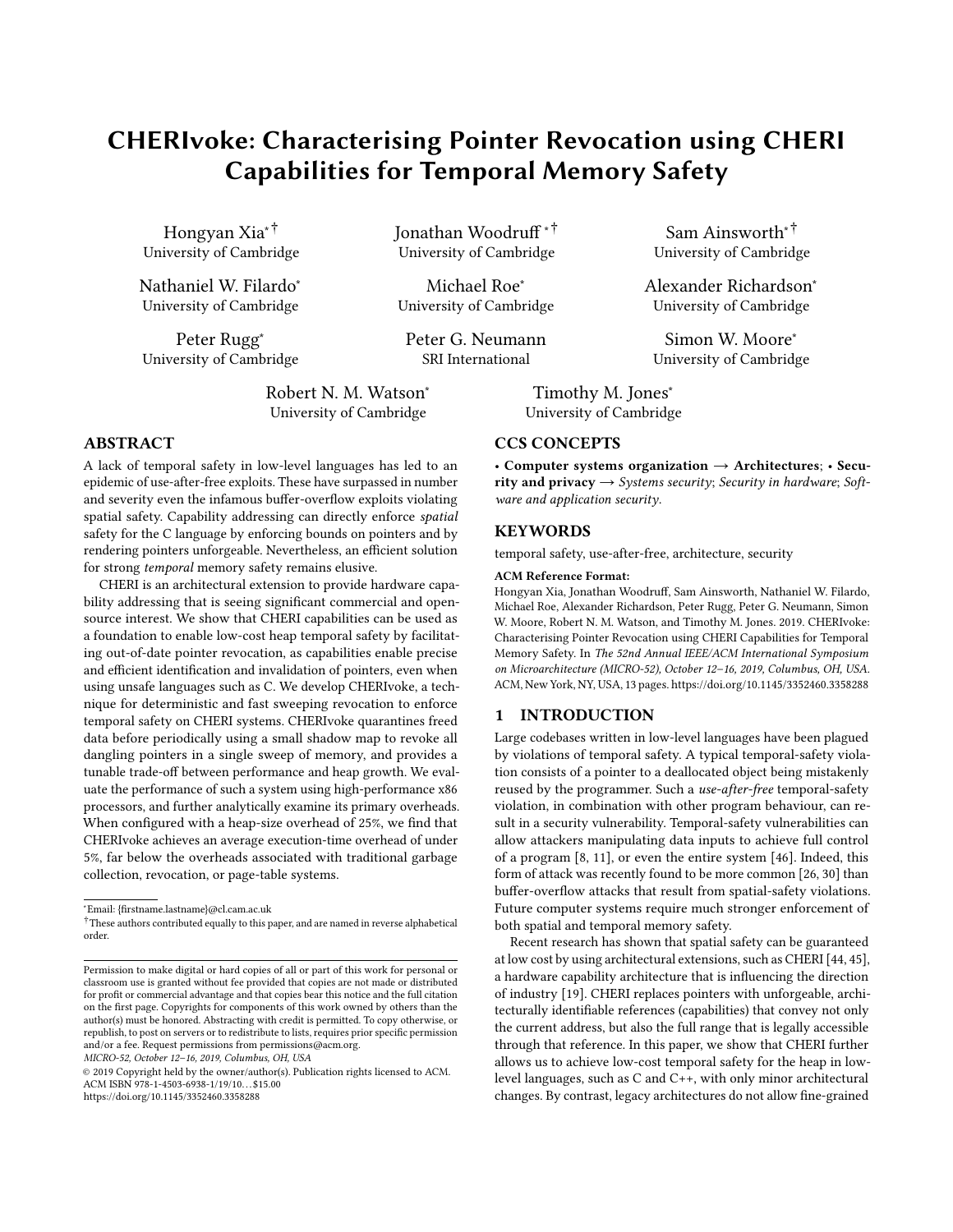# CHERIvoke: Characterising Pointer Revocation using CHERI Capabilities for Temporal Memory Safety

Hongyan Xia[*] [†]
University of Cambridge

Jonathan Woodruff [*] [†]
University of Cambridge

Sam Ainsworth[*] [†]
University of Cambridge

Nathaniel W. Filardo[*]
University of Cambridge

Michael Roe[*]
University of Cambridge

Alexander Richardson[*]
University of Cambridge

Peter Rugg[*]
University of Cambridge

Peter G. Neumann
SRI International

Simon W. Moore[*]
University of Cambridge

Robert N. M. Watson[*]
University of Cambridge

Timothy M. Jones[*]
University of Cambridge

## ABSTRACT

A lack of temporal safety in low-level languages has led to an epidemic of use-after-free exploits. These have surpassed in number and severity even the infamous buffer-overflow exploits violating spatial safety. Capability addressing can directly enforce *spatial* safety for the C language by enforcing bounds on pointers and by rendering pointers unforgeable. Nevertheless, an efficient solution for strong *temporal* memory safety remains elusive.

CHERI is an architectural extension to provide hardware capability addressing that is seeing significant commercial and open-source interest. We show that CHERI capabilities can be used as a foundation to enable low-cost heap temporal safety by facilitating out-of-date pointer revocation, as capabilities enable precise and efficient identification and invalidation of pointers, even when using unsafe languages such as C. We develop CHERIvoke, a technique for deterministic and fast sweeping revocation to enforce temporal safety on CHERI systems. CHERIvoke quarantines freed data before periodically using a small shadow map to revoke all dangling pointers in a single sweep of memory, and provides a tunable trade-off between performance and heap growth. We evaluate the performance of such a system using high-performance x86 processors, and further analytically examine its primary overheads. When configured with a heap-size overhead of 25%, we find that CHERIvoke achieves an average execution-time overhead of under 5%, far below the overheads associated with traditional garbage collection, revocation, or page-table systems.

[*]Email: {firstname.lastname}@cl.cam.ac.uk

[†]These authors contributed equally to this paper, and are named in reverse alphabetical order.

Permission to make digital or hard copies of all or part of this work for personal or classroom use is granted without fee provided that copies are not made or distributed for profit or commercial advantage and that copies bear this notice and the full citation on the first page. Copyrights for components of this work owned by others than the author(s) must be honored. Abstracting with credit is permitted. To copy otherwise, or republish, to post on servers or to redistribute to lists, requires prior specific permission and/or a fee. Request permissions from permissions@acm.org.
*MICRO-52, October 12–16, 2019, Columbus, OH, USA*
© 2019 Copyright held by the owner/author(s). Publication rights licensed to ACM.
ACM ISBN 978-1-4503-6938-1/19/10…$15.00
https://doi.org/10.1145/3352460.3358288

## CCS CONCEPTS

• **Computer systems organization** → **Architectures**; • **Security and privacy** → *Systems security*; *Security in hardware*; *Software and application security*.

## KEYWORDS

temporal safety, use-after-free, architecture, security

**ACM Reference Format:**
Hongyan Xia, Jonathan Woodruff, Sam Ainsworth, Nathaniel W. Filardo, Michael Roe, Alexander Richardson, Peter Rugg, Peter G. Neumann, Simon W. Moore, Robert N. M. Watson, and Timothy M. Jones. 2019. CHERIvoke: Characterising Pointer Revocation using CHERI Capabilities for Temporal Memory Safety. In *The 52nd Annual IEEE/ACM International Symposium on Microarchitecture (MICRO-52), October 12–16, 2019, Columbus, OH, USA.* ACM, New York, NY, USA, 13 pages. https://doi.org/10.1145/3352460.3358288

## 1 INTRODUCTION

Large codebases written in low-level languages have been plagued by violations of temporal safety. A typical temporal-safety violation consists of a pointer to a deallocated object being mistakenly reused by the programmer. Such a *use-after-free* temporal-safety violation, in combination with other program behaviour, can result in a security vulnerability. Temporal-safety vulnerabilities can allow attackers manipulating data inputs to achieve full control of a program [8, 11], or even the entire system [46]. Indeed, this form of attack was recently found to be more common [26, 30] than buffer-overflow attacks that result from spatial-safety violations. Future computer systems require much stronger enforcement of both spatial and temporal memory safety.

Recent research has shown that spatial safety can be guaranteed at low cost by using architectural extensions, such as CHERI [44, 45], a hardware capability architecture that is influencing the direction of industry [19]. CHERI replaces pointers with unforgeable, architecturally identifiable references (capabilities) that convey not only the current address, but also the full range that is legally accessible through that reference. In this paper, we show that CHERI further allows us to achieve low-cost temporal safety for the heap in low-level languages, such as C and C++, with only minor architectural changes. By contrast, legacy architectures do not allow fine-grained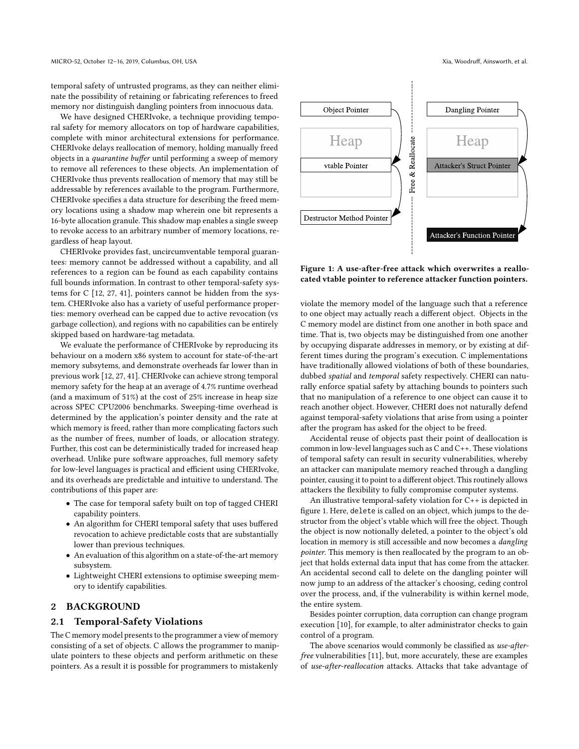temporal safety of untrusted programs, as they can neither eliminate the possibility of retaining or fabricating references to freed memory nor distinguish dangling pointers from innocuous data.

We have designed CHERIvoke, a technique providing temporal safety for memory allocators on top of hardware capabilities, complete with minor architectural extensions for performance. CHERIvoke delays reallocation of memory, holding manually freed objects in a *quarantine buffer* until performing a sweep of memory to remove all references to these objects. An implementation of CHERIvoke thus prevents reallocation of memory that may still be addressable by references available to the program. Furthermore, CHERIvoke specifies a data structure for describing the freed memory locations using a shadow map wherein one bit represents a 16-byte allocation granule. This shadow map enables a single sweep to revoke access to an arbitrary number of memory locations, regardless of heap layout.

CHERIvoke provides fast, uncircumventable temporal guarantees: memory cannot be addressed without a capability, and all references to a region can be found as each capability contains full bounds information. In contrast to other temporal-safety systems for C [12, 27, 41], pointers cannot be hidden from the system. CHERIvoke also has a variety of useful performance properties: memory overhead can be capped due to active revocation (vs garbage collection), and regions with no capabilities can be entirely skipped based on hardware-tag metadata.

We evaluate the performance of CHERIvoke by reproducing its behaviour on a modern x86 system to account for state-of-the-art memory subsytems, and demonstrate overheads far lower than in previous work [12, 27, 41]. CHERIvoke can achieve strong temporal memory safety for the heap at an average of 4.7% runtime overhead (and a maximum of 51%) at the cost of 25% increase in heap size across SPEC CPU2006 benchmarks. Sweeping-time overhead is determined by the application's pointer density and the rate at which memory is freed, rather than more complicating factors such as the number of frees, number of loads, or allocation strategy. Further, this cost can be deterministically traded for increased heap overhead. Unlike pure software approaches, full memory safety for low-level languages is practical and efficient using CHERIvoke, and its overheads are predictable and intuitive to understand. The contributions of this paper are:

- The case for temporal safety built on top of tagged CHERI capability pointers.
- An algorithm for CHERI temporal safety that uses buffered revocation to achieve predictable costs that are substantially lower than previous techniques.
- An evaluation of this algorithm on a state-of-the-art memory subsystem.
- Lightweight CHERI extensions to optimise sweeping memory to identify capabilities.

## 2 BACKGROUND

### 2.1 Temporal-Safety Violations

The C memory model presents to the programmer a view of memory consisting of a set of objects. C allows the programmer to manipulate pointers to these objects and perform arithmetic on these pointers. As a result it is possible for programmers to mistakenly violate the memory model of the language such that a reference to one object may actually reach a different object. Objects in the C memory model are distinct from one another in both space and time. That is, two objects may be distinguished from one another by occupying disparate addresses in memory, or by existing at different times during the program's execution. C implementations have traditionally allowed violations of both of these boundaries, dubbed *spatial* and *temporal* safety respectively. CHERI can naturally enforce spatial safety by attaching bounds to pointers such that no manipulation of a reference to one object can cause it to reach another object. However, CHERI does not naturally defend against temporal-safety violations that arise from using a pointer after the program has asked for the object to be freed.

Object Pointer | Heap | vtable Pointer | Destructor Method Pointer | Free & Reallocate | Dangling Pointer | Heap | Attacker's Struct Pointer | Attacker's Function Pointer

**Figure 1: A use-after-free attack which overwrites a reallocated vtable pointer to reference attacker function pointers.**

Accidental reuse of objects past their point of deallocation is common in low-level languages such as C and C++. These violations of temporal safety can result in security vulnerabilities, whereby an attacker can manipulate memory reached through a dangling pointer, causing it to point to a different object. This routinely allows attackers the flexibility to fully compromise computer systems.

An illustrative temporal-safety violation for C++ is depicted in figure 1. Here, `delete` is called on an object, which jumps to the destructor from the object's vtable which will free the object. Though the object is now notionally deleted, a pointer to the object's old location in memory is still accessible and now becomes a *dangling pointer*. This memory is then reallocated by the program to an object that holds external data input that has come from the attacker. An accidental second call to delete on the dangling pointer will now jump to an address of the attacker's choosing, ceding control over the process, and, if the vulnerability is within kernel mode, the entire system.

Besides pointer corruption, data corruption can change program execution [10], for example, to alter administrator checks to gain control of a program.

The above scenarios would commonly be classified as *use-after-free* vulnerabilities [11], but, more accurately, these are examples of *use-after-reallocation* attacks. Attacks that take advantage of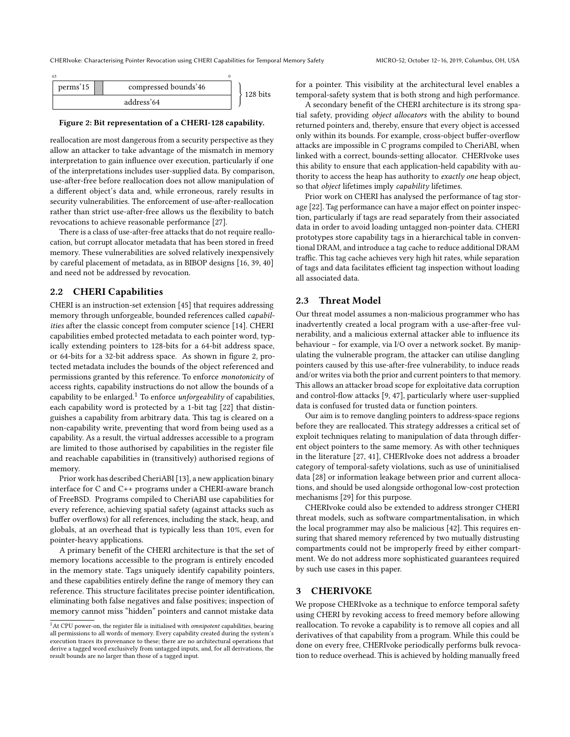| 63 | | | 0 |
|---|---|---|---|
| perms'15 | | compressed bounds'46 | |
| address'64 | | | |

128 bits

**Figure 2: Bit representation of a CHERI-128 capability.**

reallocation are most dangerous from a security perspective as they allow an attacker to take advantage of the mismatch in memory interpretation to gain influence over execution, particularly if one of the interpretations includes user-supplied data. By comparison, use-after-free before reallocation does not allow manipulation of a different object's data and, while erroneous, rarely results in security vulnerabilities. The enforcement of use-after-reallocation rather than strict use-after-free allows us the flexibility to batch revocations to achieve reasonable performance [27].

There is a class of use-after-free attacks that do not require reallocation, but corrupt allocator metadata that has been stored in freed memory. These vulnerabilities are solved relatively inexpensively by careful placement of metadata, as in BIBOP designs [16, 39, 40] and need not be addressed by revocation.

## 2.2 CHERI Capabilities

CHERI is an instruction-set extension [45] that requires addressing memory through unforgeable, bounded references called *capabilities* after the classic concept from computer science [14]. CHERI capabilities embed protected metadata to each pointer word, typically extending pointers to 128-bits for a 64-bit address space, or 64-bits for a 32-bit address space. As shown in figure 2, protected metadata includes the bounds of the object referenced and permissions granted by this reference. To enforce *monotonicity* of access rights, capability instructions do not allow the bounds of a capability to be enlarged.[1] To enforce *unforgeability* of capabilities, each capability word is protected by a 1-bit tag [22] that distinguishes a capability from arbitrary data. This tag is cleared on a non-capability write, preventing that word from being used as a capability. As a result, the virtual addresses accessible to a program are limited to those authorised by capabilities in the register file and reachable capabilities in (transitively) authorised regions of memory.

Prior work has described CheriABI [13], a new application binary interface for C and C++ programs under a CHERI-aware branch of FreeBSD. Programs compiled to CheriABI use capabilities for every reference, achieving spatial safety (against attacks such as buffer overflows) for all references, including the stack, heap, and globals, at an overhead that is typically less than 10%, even for pointer-heavy applications.

A primary benefit of the CHERI architecture is that the set of memory locations accessible to the program is entirely encoded in the memory state. Tags uniquely identify capability pointers, and these capabilities entirely define the range of memory they can reference. This structure facilitates precise pointer identification, eliminating both false negatives and false positives; inspection of memory cannot miss "hidden" pointers and cannot mistake data for a pointer. This visibility at the architectural level enables a temporal-safety system that is both strong and high performance.

A secondary benefit of the CHERI architecture is its strong spatial safety, providing *object allocators* with the ability to bound returned pointers and, thereby, ensure that every object is accessed only within its bounds. For example, cross-object buffer-overflow attacks are impossible in C programs compiled to CheriABI, when linked with a correct, bounds-setting allocator. CHERIvoke uses this ability to ensure that each application-held capability with authority to access the heap has authority to *exactly one* heap object, so that *object* lifetimes imply *capability* lifetimes.

Prior work on CHERI has analysed the performance of tag storage [22]. Tag performance can have a major effect on pointer inspection, particularly if tags are read separately from their associated data in order to avoid loading untagged non-pointer data. CHERI prototypes store capability tags in a hierarchical table in conventional DRAM, and introduce a tag cache to reduce additional DRAM traffic. This tag cache achieves very high hit rates, while separation of tags and data facilitates efficient tag inspection without loading all associated data.

## 2.3 Threat Model

Our threat model assumes a non-malicious programmer who has inadvertently created a local program with a use-after-free vulnerability, and a malicious external attacker able to influence its behaviour – for example, via I/O over a network socket. By manipulating the vulnerable program, the attacker can utilise dangling pointers caused by this use-after-free vulnerability, to induce reads and/or writes via both the prior and current pointers to that memory. This allows an attacker broad scope for exploitative data corruption and control-flow attacks [9, 47], particularly where user-supplied data is confused for trusted data or function pointers.

Our aim is to remove dangling pointers to address-space regions before they are reallocated. This strategy addresses a critical set of exploit techniques relating to manipulation of data through different object pointers to the same memory. As with other techniques in the literature [27, 41], CHERIvoke does not address a broader category of temporal-safety violations, such as use of uninitialised data [28] or information leakage between prior and current allocations, and should be used alongside orthogonal low-cost protection mechanisms [29] for this purpose.

CHERIvoke could also be extended to address stronger CHERI threat models, such as software compartmentalisation, in which the local programmer may also be malicious [42]. This requires ensuring that shared memory referenced by two mutually distrusting compartments could not be improperly freed by either compartment. We do not address more sophisticated guarantees required by such use cases in this paper.

# 3 CHERIVOKE

We propose CHERIvoke as a technique to enforce temporal safety using CHERI by revoking access to freed memory before allowing reallocation. To revoke a capability is to remove all copies and all derivatives of that capability from a program. While this could be done on every free, CHERIvoke periodically performs bulk revocation to reduce overhead. This is achieved by holding manually freed

[1] At CPU power-on, the register file is initialised with *omnipotent* capabilities, bearing all permissions to all words of memory. Every capability created during the system's execution traces its provenance to these; there are no architectural operations that derive a tagged word exclusively from untagged inputs, and, for all derivations, the result bounds are no larger than those of a tagged input.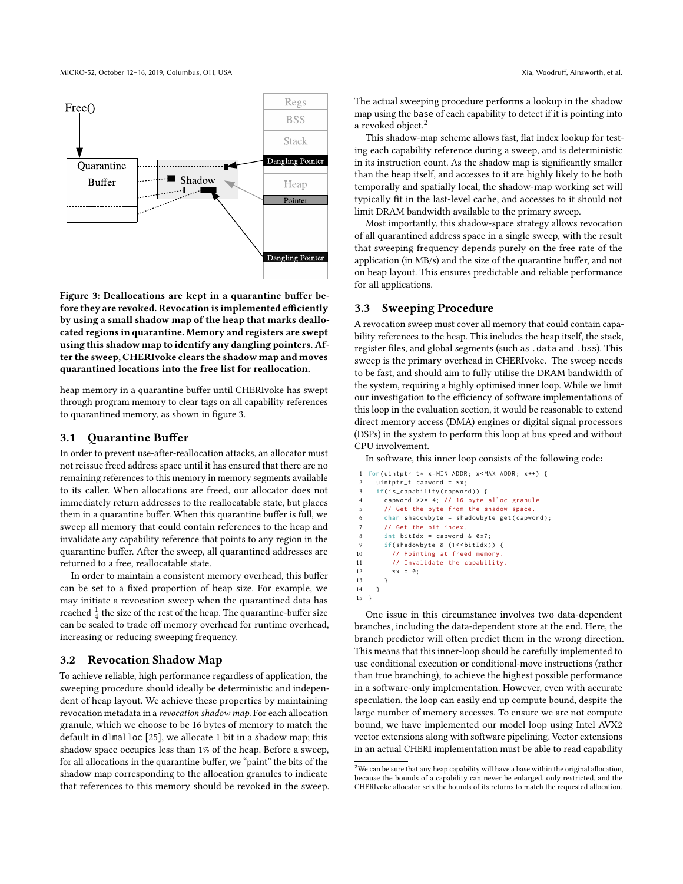Figure 3: Deallocations are kept in a quarantine buffer before they are revoked. Revocation is implemented efficiently by using a small shadow map of the heap that marks deallocated regions in quarantine. Memory and registers are swept using this shadow map to identify any dangling pointers. After the sweep, CHERIvoke clears the shadow map and moves quarantined locations into the free list for reallocation.

heap memory in a quarantine buffer until CHERIvoke has swept through program memory to clear tags on all capability references to quarantined memory, as shown in figure 3.

### 3.1 Quarantine Buffer

In order to prevent use-after-reallocation attacks, an allocator must not reissue freed address space until it has ensured that there are no remaining references to this memory in memory segments available to its caller. When allocations are freed, our allocator does not immediately return addresses to the reallocatable state, but places them in a quarantine buffer. When this quarantine buffer is full, we sweep all memory that could contain references to the heap and invalidate any capability reference that points to any region in the quarantine buffer. After the sweep, all quarantined addresses are returned to a free, reallocatable state.

In order to maintain a consistent memory overhead, this buffer can be set to a fixed proportion of heap size. For example, we may initiate a revocation sweep when the quarantined data has reached $\frac{1}{4}$ the size of the rest of the heap. The quarantine-buffer size can be scaled to trade off memory overhead for runtime overhead, increasing or reducing sweeping frequency.

### 3.2 Revocation Shadow Map

To achieve reliable, high performance regardless of application, the sweeping procedure should ideally be deterministic and independent of heap layout. We achieve these properties by maintaining revocation metadata in a *revocation shadow map*. For each allocation granule, which we choose to be 16 bytes of memory to match the default in `dlmalloc` [25], we allocate 1 bit in a shadow map; this shadow space occupies less than 1% of the heap. Before a sweep, for all allocations in the quarantine buffer, we "paint" the bits of the shadow map corresponding to the allocation granules to indicate that references to this memory should be revoked in the sweep.

The actual sweeping procedure performs a lookup in the shadow map using the `base` of each capability to detect if it is pointing into a revoked object.[2]

This shadow-map scheme allows fast, flat index lookup for testing each capability reference during a sweep, and is deterministic in its instruction count. As the shadow map is significantly smaller than the heap itself, and accesses to it are highly likely to be both temporally and spatially local, the shadow-map working set will typically fit in the last-level cache, and accesses to it should not limit DRAM bandwidth available to the primary sweep.

Most importantly, this shadow-space strategy allows revocation of all quarantined address space in a single sweep, with the result that sweeping frequency depends purely on the free rate of the application (in MB/s) and the size of the quarantine buffer, and not on heap layout. This ensures predictable and reliable performance for all applications.

### 3.3 Sweeping Procedure

A revocation sweep must cover all memory that could contain capability references to the heap. This includes the heap itself, the stack, register files, and global segments (such as `.data` and `.bss`). This sweep is the primary overhead in CHERIvoke. The sweep needs to be fast, and should aim to fully utilise the DRAM bandwidth of the system, requiring a highly optimised inner loop. While we limit our investigation to the efficiency of software implementations of this loop in the evaluation section, it would be reasonable to extend direct memory access (DMA) engines or digital signal processors (DSPs) in the system to perform this loop at bus speed and without CPU involvement.

In software, this inner loop consists of the following code:

```
1  for(uintptr_t* x=MIN_ADDR; x<MAX_ADDR; x++) {
2    uintptr_t capword = *x;
3    if(is_capability(capword)) {
4      capword >>= 4; // 16-byte alloc granule
5      // Get the byte from the shadow space.
6      char shadowbyte = shadowbyte_get(capword);
7      // Get the bit index.
8      int bitIdx = capword & 0x7;
9      if(shadowbyte & (1<<bitIdx)) {
10       // Pointing at freed memory.
11       // Invalidate the capability.
12       *x = 0;
13     }
14   }
15 }
```

One issue in this circumstance involves two data-dependent branches, including the data-dependent store at the end. Here, the branch predictor will often predict them in the wrong direction. This means that this inner-loop should be carefully implemented to use conditional execution or conditional-move instructions (rather than true branching), to achieve the highest possible performance in a software-only implementation. However, even with accurate speculation, the loop can easily end up compute bound, despite the large number of memory accesses. To ensure we are not compute bound, we have implemented our model loop using Intel AVX2 vector extensions along with software pipelining. Vector extensions in an actual CHERI implementation must be able to read capability

[2] We can be sure that any heap capability will have a base within the original allocation, because the bounds of a capability can never be enlarged, only restricted, and the CHERIvoke allocator sets the bounds of its returns to match the requested allocation.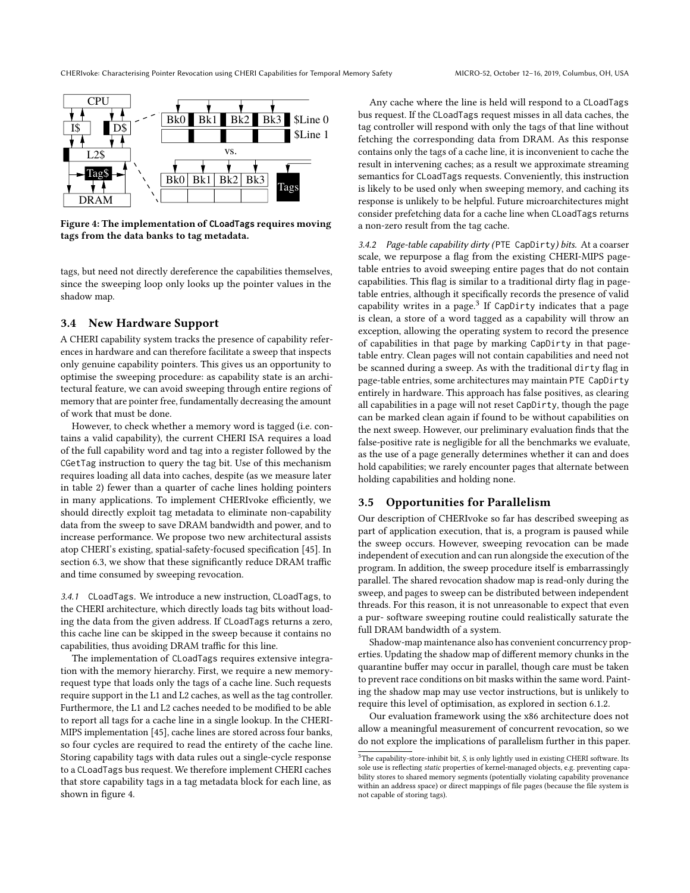Figure 4: The implementation of CLoadTags requires moving tags from the data banks to tag metadata.

tags, but need not directly dereference the capabilities themselves, since the sweeping loop only looks up the pointer values in the shadow map.

## 3.4 New Hardware Support

A CHERI capability system tracks the presence of capability references in hardware and can therefore facilitate a sweep that inspects only genuine capability pointers. This gives us an opportunity to optimise the sweeping procedure: as capability state is an architectural feature, we can avoid sweeping through entire regions of memory that are pointer free, fundamentally decreasing the amount of work that must be done.

However, to check whether a memory word is tagged (i.e. contains a valid capability), the current CHERI ISA requires a load of the full capability word and tag into a register followed by the CGetTag instruction to query the tag bit. Use of this mechanism requires loading all data into caches, despite (as we measure later in table 2) fewer than a quarter of cache lines holding pointers in many applications. To implement CHERIvoke efficiently, we should directly exploit tag metadata to eliminate non-capability data from the sweep to save DRAM bandwidth and power, and to increase performance. We propose two new architectural assists atop CHERI's existing, spatial-safety-focused specification [45]. In section 6.3, we show that these significantly reduce DRAM traffic and time consumed by sweeping revocation.

*3.4.1 CLoadTags.* We introduce a new instruction, CLoadTags, to the CHERI architecture, which directly loads tag bits without loading the data from the given address. If CLoadTags returns a zero, this cache line can be skipped in the sweep because it contains no capabilities, thus avoiding DRAM traffic for this line.

The implementation of CLoadTags requires extensive integration with the memory hierarchy. First, we require a new memory-request type that loads only the tags of a cache line. Such requests require support in the L1 and L2 caches, as well as the tag controller. Furthermore, the L1 and L2 caches needed to be modified to be able to report all tags for a cache line in a single lookup. In the CHERI-MIPS implementation [45], cache lines are stored across four banks, so four cycles are required to read the entirety of the cache line. Storing capability tags with data rules out a single-cycle response to a CLoadTags bus request. We therefore implement CHERI caches that store capability tags in a tag metadata block for each line, as shown in figure 4.

Any cache where the line is held will respond to a CLoadTags bus request. If the CLoadTags request misses in all data caches, the tag controller will respond with only the tags of that line without fetching the corresponding data from DRAM. As this response contains only the tags of a cache line, it is inconvenient to cache the result in intervening caches; as a result we approximate streaming semantics for CLoadTags requests. Conveniently, this instruction is likely to be used only when sweeping memory, and caching its response is unlikely to be helpful. Future microarchitectures might consider prefetching data for a cache line when CLoadTags returns a non-zero result from the tag cache.

*3.4.2 Page-table capability dirty (PTE CapDirty) bits.* At a coarser scale, we repurpose a flag from the existing CHERI-MIPS page-table entries to avoid sweeping entire pages that do not contain capabilities. This flag is similar to a traditional dirty flag in page-table entries, although it specifically records the presence of valid capability writes in a page.[3] If CapDirty indicates that a page is clean, a store of a word tagged as a capability will throw an exception, allowing the operating system to record the presence of capabilities in that page by marking CapDirty in that page-table entry. Clean pages will not contain capabilities and need not be scanned during a sweep. As with the traditional dirty flag in page-table entries, some architectures may maintain PTE CapDirty entirely in hardware. This approach has false positives, as clearing all capabilities in a page will not reset CapDirty, though the page can be marked clean again if found to be without capabilities on the next sweep. However, our preliminary evaluation finds that the false-positive rate is negligible for all the benchmarks we evaluate, as the use of a page generally determines whether it can and does hold capabilities; we rarely encounter pages that alternate between holding capabilities and holding none.

## 3.5 Opportunities for Parallelism

Our description of CHERIvoke so far has described sweeping as part of application execution, that is, a program is paused while the sweep occurs. However, sweeping revocation can be made independent of execution and can run alongside the execution of the program. In addition, the sweep procedure itself is embarrassingly parallel. The shared revocation shadow map is read-only during the sweep, and pages to sweep can be distributed between independent threads. For this reason, it is not unreasonable to expect that even a pur- software sweeping routine could realistically saturate the full DRAM bandwidth of a system.

Shadow-map maintenance also has convenient concurrency properties. Updating the shadow map of different memory chunks in the quarantine buffer may occur in parallel, though care must be taken to prevent race conditions on bit masks within the same word. Painting the shadow map may use vector instructions, but is unlikely to require this level of optimisation, as explored in section 6.1.2.

Our evaluation framework using the x86 architecture does not allow a meaningful measurement of concurrent revocation, so we do not explore the implications of parallelism further in this paper.

[3] The capability-store-inhibit bit, *S*, is only lightly used in existing CHERI software. Its sole use is reflecting *static* properties of kernel-managed objects, e.g. preventing capability stores to shared memory segments (potentially violating capability provenance within an address space) or direct mappings of file pages (because the file system is not capable of storing tags).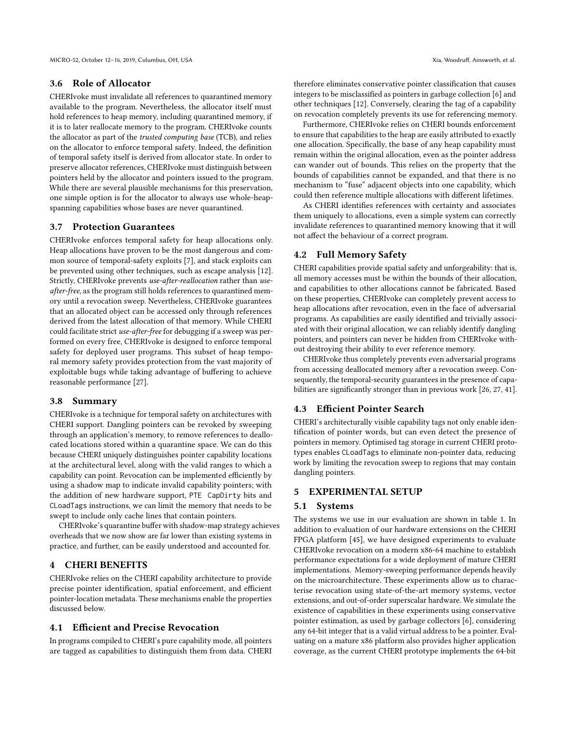### 3.6 Role of Allocator

CHERIvoke must invalidate all references to quarantined memory available to the program. Nevertheless, the allocator itself must hold references to heap memory, including quarantined memory, if it is to later reallocate memory to the program. CHERIvoke counts the allocator as part of the *trusted computing base* (TCB), and relies on the allocator to enforce temporal safety. Indeed, the definition of temporal safety itself is derived from allocator state. In order to preserve allocator references, CHERIvoke must distinguish between pointers held by the allocator and pointers issued to the program. While there are several plausible mechanisms for this preservation, one simple option is for the allocator to always use whole-heap-spanning capabilities whose bases are never quarantined.

### 3.7 Protection Guarantees

CHERIvoke enforces temporal safety for heap allocations only. Heap allocations have proven to be the most dangerous and common source of temporal-safety exploits [7], and stack exploits can be prevented using other techniques, such as escape analysis [12]. Strictly, CHERIvoke prevents *use-after-reallocation* rather than *use-after-free*, as the program still holds references to quarantined memory until a revocation sweep. Nevertheless, CHERIvoke guarantees that an allocated object can be accessed only through references derived from the latest allocation of that memory. While CHERI could facilitate strict *use-after-free* for debugging if a sweep was performed on every free, CHERIvoke is designed to enforce temporal safety for deployed user programs. This subset of heap temporal memory safety provides protection from the vast majority of exploitable bugs while taking advantage of buffering to achieve reasonable performance [27].

### 3.8 Summary

CHERIvoke is a technique for temporal safety on architectures with CHERI support. Dangling pointers can be revoked by sweeping through an application's memory, to remove references to deallocated locations stored within a quarantine space. We can do this because CHERI uniquely distinguishes pointer capability locations at the architectural level, along with the valid ranges to which a capability can point. Revocation can be implemented efficiently by using a shadow map to indicate invalid capability pointers; with the addition of new hardware support, PTE CapDirty bits and CLoadTags instructions, we can limit the memory that needs to be swept to include only cache lines that contain pointers.

CHERIvoke's quarantine buffer with shadow-map strategy achieves overheads that we now show are far lower than existing systems in practice, and further, can be easily understood and accounted for.

## 4 CHERI BENEFITS

CHERIvoke relies on the CHERI capability architecture to provide precise pointer identification, spatial enforcement, and efficient pointer-location metadata. These mechanisms enable the properties discussed below.

### 4.1 Efficient and Precise Revocation

In programs compiled to CHERI's pure capability mode, all pointers are tagged as capabilities to distinguish them from data. CHERI therefore eliminates conservative pointer classification that causes integers to be misclassified as pointers in garbage collection [6] and other techniques [12]. Conversely, clearing the tag of a capability on revocation completely prevents its use for referencing memory.

Furthermore, CHERIvoke relies on CHERI bounds enforcement to ensure that capabilities to the heap are easily attributed to exactly one allocation. Specifically, the base of any heap capability must remain within the original allocation, even as the pointer address can wander out of bounds. This relies on the property that the bounds of capabilities cannot be expanded, and that there is no mechanism to "fuse" adjacent objects into one capability, which could then reference multiple allocations with different lifetimes.

As CHERI identifies references with certainty and associates them uniquely to allocations, even a simple system can correctly invalidate references to quarantined memory knowing that it will not affect the behaviour of a correct program.

### 4.2 Full Memory Safety

CHERI capabilities provide spatial safety and unforgeability: that is, all memory accesses must be within the bounds of their allocation, and capabilities to other allocations cannot be fabricated. Based on these properties, CHERIvoke can completely prevent access to heap allocations after revocation, even in the face of adversarial programs. As capabilities are easily identified and trivially associated with their original allocation, we can reliably identify dangling pointers, and pointers can never be hidden from CHERIvoke without destroying their ability to ever reference memory.

CHERIvoke thus completely prevents even adversarial programs from accessing deallocated memory after a revocation sweep. Consequently, the temporal-security guarantees in the presence of capabilities are significantly stronger than in previous work [26, 27, 41].

### 4.3 Efficient Pointer Search

CHERI's architecturally visible capability tags not only enable identification of pointer words, but can even detect the presence of pointers in memory. Optimised tag storage in current CHERI prototypes enables CLoadTags to eliminate non-pointer data, reducing work by limiting the revocation sweep to regions that may contain dangling pointers.

## 5 EXPERIMENTAL SETUP

### 5.1 Systems

The systems we use in our evaluation are shown in table 1. In addition to evaluation of our hardware extensions on the CHERI FPGA platform [45], we have designed experiments to evaluate CHERIvoke revocation on a modern x86-64 machine to establish performance expectations for a wide deployment of mature CHERI implementations. Memory-sweeping performance depends heavily on the microarchitecture. These experiments allow us to characterise revocation using state-of-the-art memory systems, vector extensions, and out-of-order superscalar hardware. We simulate the existence of capabilities in these experiments using conservative pointer estimation, as used by garbage collectors [6], considering any 64-bit integer that is a valid virtual address to be a pointer. Evaluating on a mature x86 platform also provides higher application coverage, as the current CHERI prototype implements the 64-bit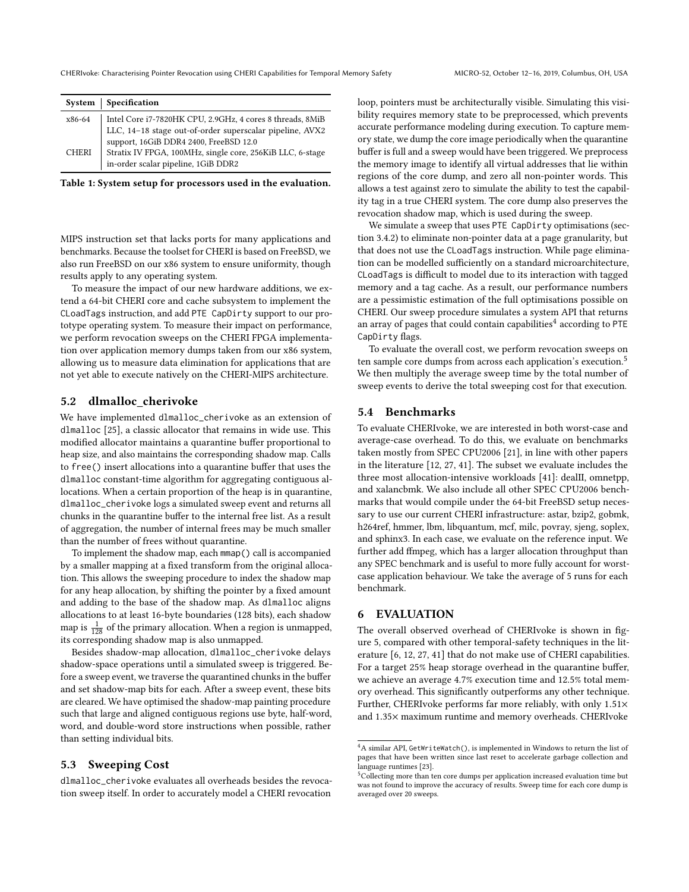| System | Specification |
|---|---|
| x86-64 | Intel Core i7-7820HK CPU, 2.9GHz, 4 cores 8 threads, 8MiB LLC, 14–18 stage out-of-order superscalar pipeline, AVX2 support, 16GiB DDR4 2400, FreeBSD 12.0 |
| CHERI | Stratix IV FPGA, 100MHz, single core, 256KiB LLC, 6-stage in-order scalar pipeline, 1GiB DDR2 |

**Table 1: System setup for processors used in the evaluation.**

MIPS instruction set that lacks ports for many applications and benchmarks. Because the toolset for CHERI is based on FreeBSD, we also run FreeBSD on our x86 system to ensure uniformity, though results apply to any operating system.

To measure the impact of our new hardware additions, we extend a 64-bit CHERI core and cache subsystem to implement the `CLoadTags` instruction, and add `PTE CapDirty` support to our prototype operating system. To measure their impact on performance, we perform revocation sweeps on the CHERI FPGA implementation over application memory dumps taken from our x86 system, allowing us to measure data elimination for applications that are not yet able to execute natively on the CHERI-MIPS architecture.

## 5.2 dlmalloc_cherivoke

We have implemented `dlmalloc_cherivoke` as an extension of `dlmalloc` [25], a classic allocator that remains in wide use. This modified allocator maintains a quarantine buffer proportional to heap size, and also maintains the corresponding shadow map. Calls to `free()` insert allocations into a quarantine buffer that uses the `dlmalloc` constant-time algorithm for aggregating contiguous allocations. When a certain proportion of the heap is in quarantine, `dlmalloc_cherivoke` logs a simulated sweep event and returns all chunks in the quarantine buffer to the internal free list. As a result of aggregation, the number of internal frees may be much smaller than the number of frees without quarantine.

To implement the shadow map, each `mmap()` call is accompanied by a smaller mapping at a fixed transform from the original allocation. This allows the sweeping procedure to index the shadow map for any heap allocation, by shifting the pointer by a fixed amount and adding to the base of the shadow map. As `dlmalloc` aligns allocations to at least 16-byte boundaries (128 bits), each shadow map is $\frac{1}{128}$ of the primary allocation. When a region is unmapped, its corresponding shadow map is also unmapped.

Besides shadow-map allocation, `dlmalloc_cherivoke` delays shadow-space operations until a simulated sweep is triggered. Before a sweep event, we traverse the quarantined chunks in the buffer and set shadow-map bits for each. After a sweep event, these bits are cleared. We have optimised the shadow-map painting procedure such that large and aligned contiguous regions use byte, half-word, word, and double-word store instructions when possible, rather than setting individual bits.

## 5.3 Sweeping Cost

`dlmalloc_cherivoke` evaluates all overheads besides the revocation sweep itself. In order to accurately model a CHERI revocation loop, pointers must be architecturally visible. Simulating this visibility requires memory state to be preprocessed, which prevents accurate performance modeling during execution. To capture memory state, we dump the core image periodically when the quarantine buffer is full and a sweep would have been triggered. We preprocess the memory image to identify all virtual addresses that lie within regions of the core dump, and zero all non-pointer words. This allows a test against zero to simulate the ability to test the capability tag in a true CHERI system. The core dump also preserves the revocation shadow map, which is used during the sweep.

We simulate a sweep that uses `PTE CapDirty` optimisations (section 3.4.2) to eliminate non-pointer data at a page granularity, but that does not use the `CLoadTags` instruction. While page elimination can be modelled sufficiently on a standard microarchitecture, `CLoadTags` is difficult to model due to its interaction with tagged memory and a tag cache. As a result, our performance numbers are a pessimistic estimation of the full optimisations possible on CHERI. Our sweep procedure simulates a system API that returns an array of pages that could contain capabilities[4] according to `PTE CapDirty` flags.

To evaluate the overall cost, we perform revocation sweeps on ten sample core dumps from across each application's execution.[5] We then multiply the average sweep time by the total number of sweep events to derive the total sweeping cost for that execution.

## 5.4 Benchmarks

To evaluate CHERIvoke, we are interested in both worst-case and average-case overhead. To do this, we evaluate on benchmarks taken mostly from SPEC CPU2006 [21], in line with other papers in the literature [12, 27, 41]. The subset we evaluate includes the three most allocation-intensive workloads [41]: dealII, omnetpp, and xalancbmk. We also include all other SPEC CPU2006 benchmarks that would compile under the 64-bit FreeBSD setup necessary to use our current CHERI infrastructure: astar, bzip2, gobmk, h264ref, hmmer, lbm, libquantum, mcf, milc, povray, sjeng, soplex, and sphinx3. In each case, we evaluate on the reference input. We further add ffmpeg, which has a larger allocation throughput than any SPEC benchmark and is useful to more fully account for worst-case application behaviour. We take the average of 5 runs for each benchmark.

# 6 EVALUATION

The overall observed overhead of CHERIvoke is shown in figure 5, compared with other temporal-safety techniques in the literature [6, 12, 27, 41] that do not make use of CHERI capabilities. For a target 25% heap storage overhead in the quarantine buffer, we achieve an average 4.7% execution time and 12.5% total memory overhead. This significantly outperforms any other technique. Further, CHERIvoke performs far more reliably, with only 1.51× and 1.35× maximum runtime and memory overheads. CHERIvoke

---

[4] A similar API, `GetWriteWatch()`, is implemented in Windows to return the list of pages that have been written since last reset to accelerate garbage collection and language runtimes [23].

[5] Collecting more than ten core dumps per application increased evaluation time but was not found to improve the accuracy of results. Sweep time for each core dump is averaged over 20 sweeps.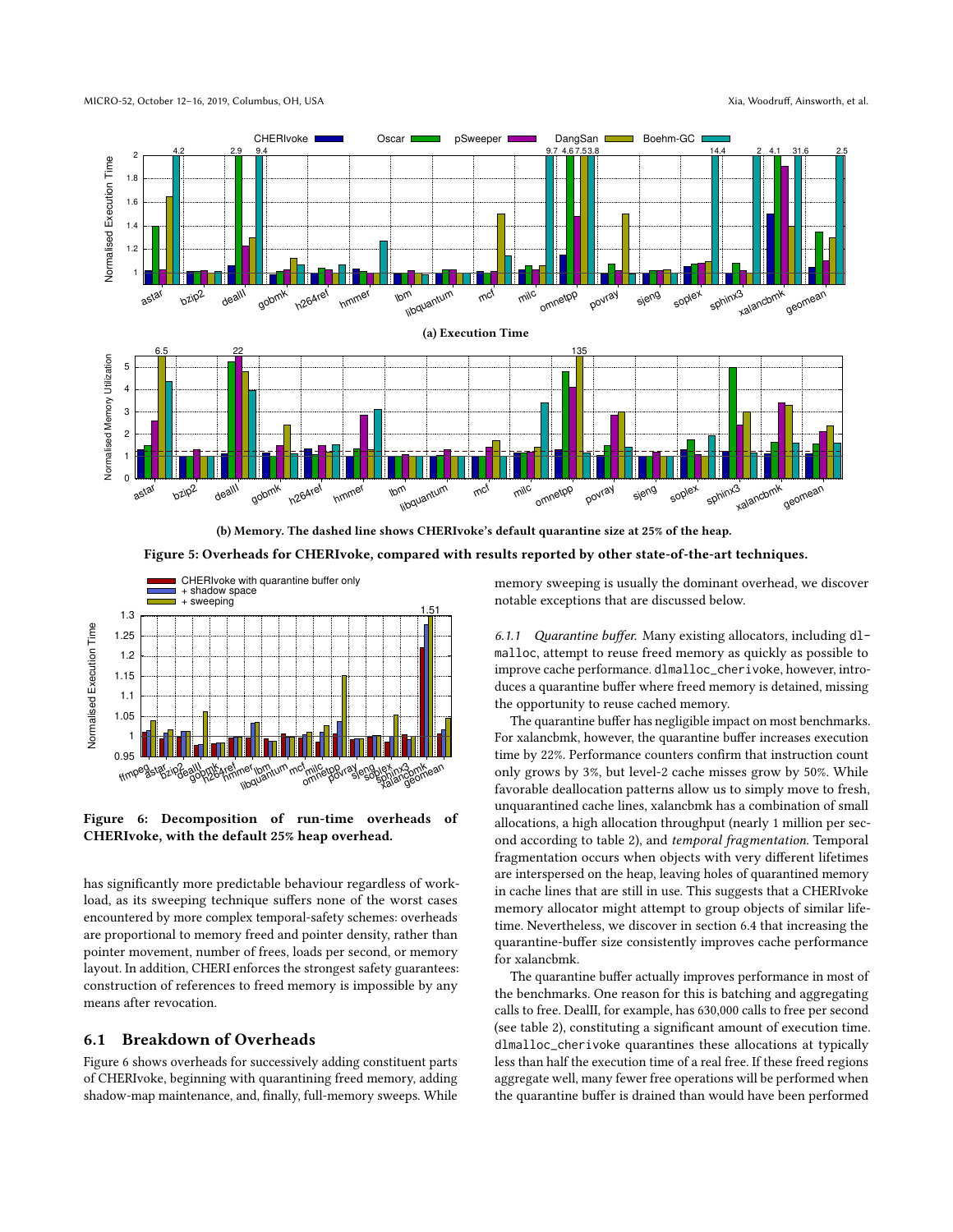Figure 5: Overheads for CHERIvoke, compared with results reported by other state-of-the-art techniques.

(a) Execution Time

(b) Memory. The dashed line shows CHERIvoke's default quarantine size at 25% of the heap.

**Figure 5: Overheads for CHERIvoke, compared with results reported by other state-of-the-art techniques.**

**Figure 6: Decomposition of run-time overheads of CHERIvoke, with the default 25% heap overhead.**

has significantly more predictable behaviour regardless of workload, as its sweeping technique suffers none of the worst cases encountered by more complex temporal-safety schemes: overheads are proportional to memory freed and pointer density, rather than pointer movement, number of frees, loads per second, or memory layout. In addition, CHERI enforces the strongest safety guarantees: construction of references to freed memory is impossible by any means after revocation.

## 6.1 Breakdown of Overheads

Figure 6 shows overheads for successively adding constituent parts of CHERIvoke, beginning with quarantining freed memory, adding shadow-map maintenance, and, finally, full-memory sweeps. While memory sweeping is usually the dominant overhead, we discover notable exceptions that are discussed below.

*6.1.1 Quarantine buffer.* Many existing allocators, including `dlmalloc`, attempt to reuse freed memory as quickly as possible to improve cache performance. `dlmalloc_cherivoke`, however, introduces a quarantine buffer where freed memory is detained, missing the opportunity to reuse cached memory.

The quarantine buffer has negligible impact on most benchmarks. For xalancbmk, however, the quarantine buffer increases execution time by 22%. Performance counters confirm that instruction count only grows by 3%, but level-2 cache misses grow by 50%. While favorable deallocation patterns allow us to simply move to fresh, unquarantined cache lines, xalancbmk has a combination of small allocations, a high allocation throughput (nearly 1 million per second according to table 2), and *temporal fragmentation*. Temporal fragmentation occurs when objects with very different lifetimes are interspersed on the heap, leaving holes of quarantined memory in cache lines that are still in use. This suggests that a CHERIvoke memory allocator might attempt to group objects of similar lifetime. Nevertheless, we discover in section 6.4 that increasing the quarantine-buffer size consistently improves cache performance for xalancbmk.

The quarantine buffer actually improves performance in most of the benchmarks. One reason for this is batching and aggregating calls to free. DealII, for example, has 630,000 calls to free per second (see table 2), constituting a significant amount of execution time. `dlmalloc_cherivoke` quarantines these allocations at typically less than half the execution time of a real free. If these freed regions aggregate well, many fewer free operations will be performed when the quarantine buffer is drained than would have been performed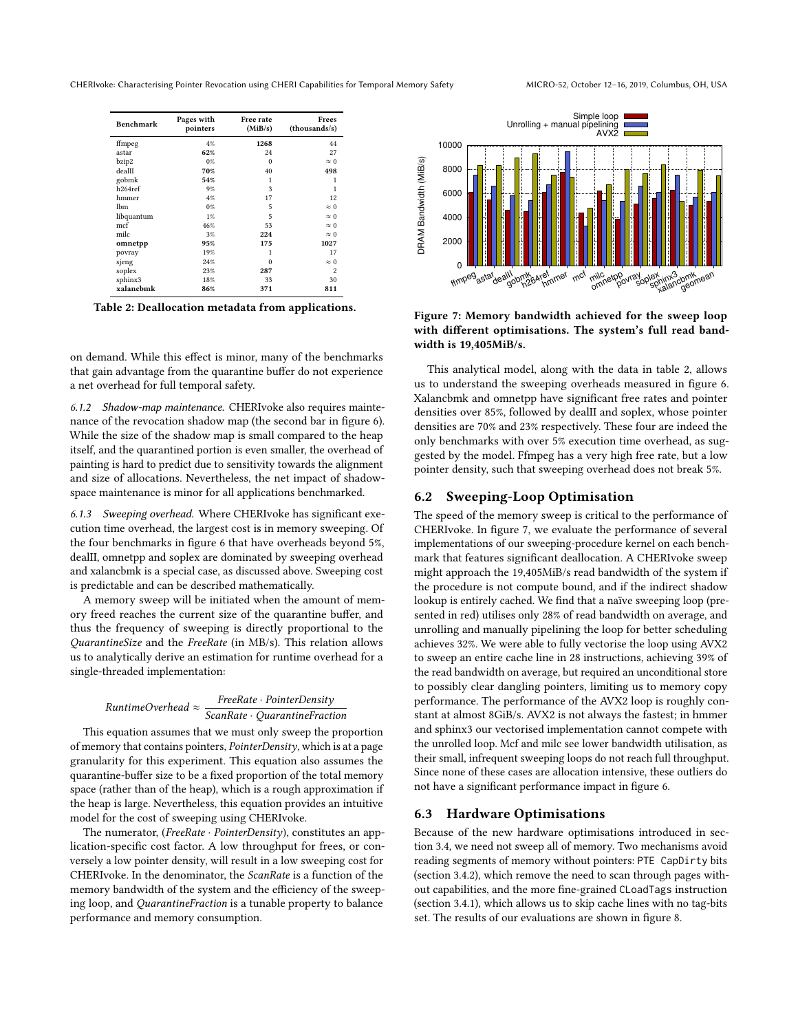| Benchmark | Pages with pointers | Free rate (MiB/s) | Frees (thousands/s) |
|---|---|---|---|
| ffmpeg | 4% | **1268** | 44 |
| astar | **62%** | 24 | 27 |
| bzip2 | 0% | 0 | ≈ 0 |
| dealII | **70%** | 40 | **498** |
| gobmk | **54%** | 1 | 1 |
| h264ref | 9% | 3 | 1 |
| hmmer | 4% | 17 | 12 |
| lbm | 0% | 5 | ≈ 0 |
| libquantum | 1% | 5 | ≈ 0 |
| mcf | 46% | 53 | ≈ 0 |
| milc | 3% | **224** | ≈ 0 |
| **omnetpp** | **95%** | **175** | **1027** |
| povray | 19% | 1 | 17 |
| sjeng | 24% | 0 | ≈ 0 |
| soplex | 23% | **287** | 2 |
| sphinx3 | 18% | 33 | 30 |
| **xalancbmk** | **86%** | **371** | **811** |

**Table 2: Deallocation metadata from applications.**

on demand. While this effect is minor, many of the benchmarks that gain advantage from the quarantine buffer do not experience a net overhead for full temporal safety.

*6.1.2 Shadow-map maintenance.* CHERIvoke also requires maintenance of the revocation shadow map (the second bar in figure 6). While the size of the shadow map is small compared to the heap itself, and the quarantined portion is even smaller, the overhead of painting is hard to predict due to sensitivity towards the alignment and size of allocations. Nevertheless, the net impact of shadow-space maintenance is minor for all applications benchmarked.

*6.1.3 Sweeping overhead.* Where CHERIvoke has significant execution time overhead, the largest cost is in memory sweeping. Of the four benchmarks in figure 6 that have overheads beyond 5%, dealII, omnetpp and soplex are dominated by sweeping overhead and xalancbmk is a special case, as discussed above. Sweeping cost is predictable and can be described mathematically.

A memory sweep will be initiated when the amount of memory freed reaches the current size of the quarantine buffer, and thus the frequency of sweeping is directly proportional to the *QuarantineSize* and the *FreeRate* (in MB/s). This relation allows us to analytically derive an estimation for runtime overhead for a single-threaded implementation:

$$RuntimeOverhead \approx \frac{FreeRate \cdot PointerDensity}{ScanRate \cdot QuarantineFraction}$$

This equation assumes that we must only sweep the proportion of memory that contains pointers, *PointerDensity*, which is at a page granularity for this experiment. This equation also assumes the quarantine-buffer size to be a fixed proportion of the total memory space (rather than of the heap), which is a rough approximation if the heap is large. Nevertheless, this equation provides an intuitive model for the cost of sweeping using CHERIvoke.

The numerator, ($FreeRate \cdot PointerDensity$), constitutes an application-specific cost factor. A low throughput for frees, or conversely a low pointer density, will result in a low sweeping cost for CHERIvoke. In the denominator, the *ScanRate* is a function of the memory bandwidth of the system and the efficiency of the sweeping loop, and *QuarantineFraction* is a tunable property to balance performance and memory consumption.

**Figure 7: Memory bandwidth achieved for the sweep loop with different optimisations. The system's full read bandwidth is 19,405MiB/s.**

This analytical model, along with the data in table 2, allows us to understand the sweeping overheads measured in figure 6. Xalancbmk and omnetpp have significant free rates and pointer densities over 85%, followed by dealII and soplex, whose pointer densities are 70% and 23% respectively. These four are indeed the only benchmarks with over 5% execution time overhead, as suggested by the model. Ffmpeg has a very high free rate, but a low pointer density, such that sweeping overhead does not break 5%.

## 6.2 Sweeping-Loop Optimisation

The speed of the memory sweep is critical to the performance of CHERIvoke. In figure 7, we evaluate the performance of several implementations of our sweeping-procedure kernel on each benchmark that features significant deallocation. A CHERIvoke sweep might approach the 19,405MiB/s read bandwidth of the system if the procedure is not compute bound, and if the indirect shadow lookup is entirely cached. We find that a naïve sweeping loop (presented in red) utilises only 28% of read bandwidth on average, and unrolling and manually pipelining the loop for better scheduling achieves 32%. We were able to fully vectorise the loop using AVX2 to sweep an entire cache line in 28 instructions, achieving 39% of the read bandwidth on average, but required an unconditional store to possibly clear dangling pointers, limiting us to memory copy performance. The performance of the AVX2 loop is roughly constant at almost 8GiB/s. AVX2 is not always the fastest; in hmmer and sphinx3 our vectorised implementation cannot compete with the unrolled loop. Mcf and milc see lower bandwidth utilisation, as their small, infrequent sweeping loops do not reach full throughput. Since none of these cases are allocation intensive, these outliers do not have a significant performance impact in figure 6.

## 6.3 Hardware Optimisations

Because of the new hardware optimisations introduced in section 3.4, we need not sweep all of memory. Two mechanisms avoid reading segments of memory without pointers: PTE CapDirty bits (section 3.4.2), which remove the need to scan through pages without capabilities, and the more fine-grained CLoadTags instruction (section 3.4.1), which allows us to skip cache lines with no tag-bits set. The results of our evaluations are shown in figure 8.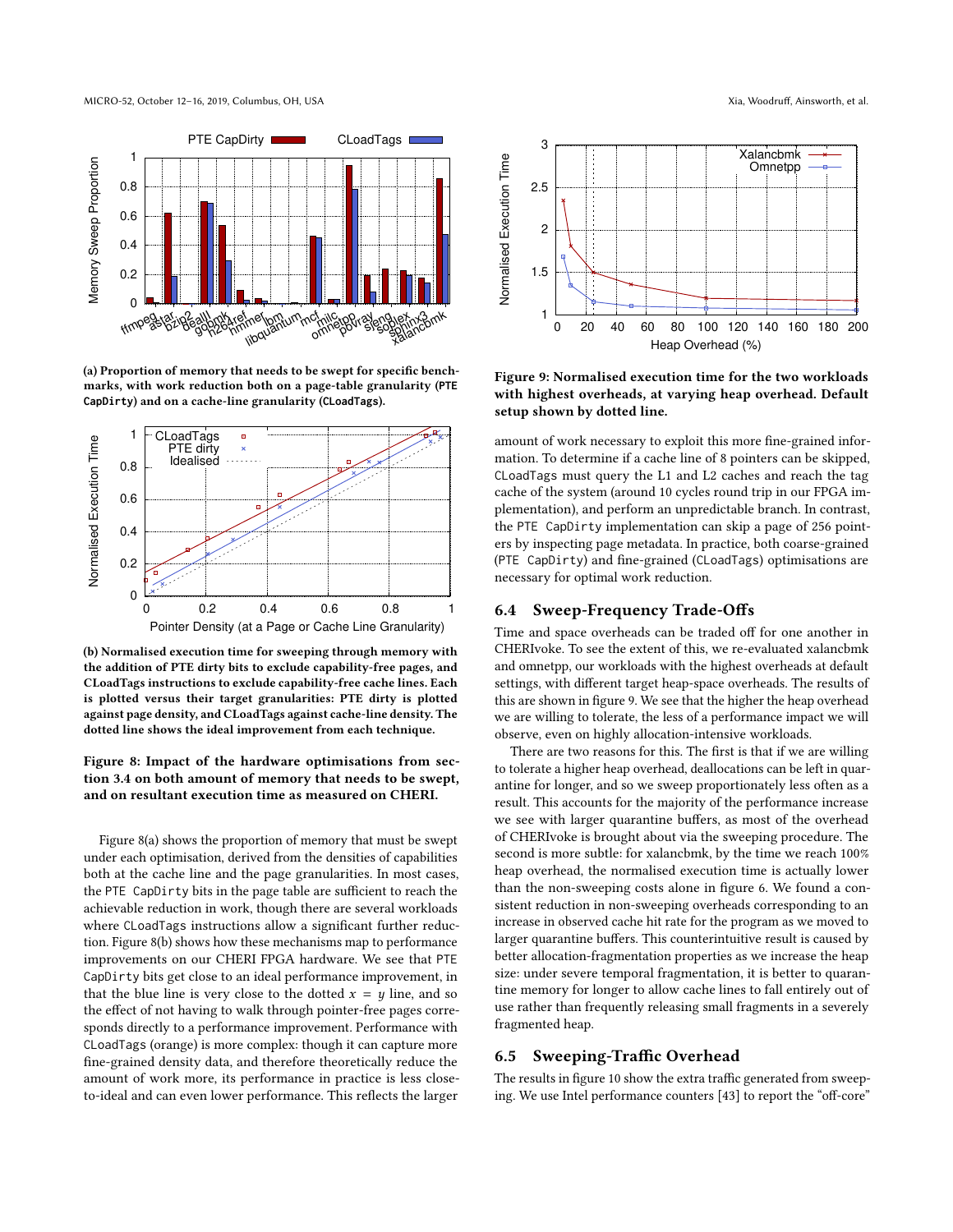(a) Proportion of memory that needs to be swept for specific benchmarks, with work reduction both on a page-table granularity (PTE CapDirty) and on a cache-line granularity (CLoadTags).

(b) Normalised execution time for sweeping through memory with the addition of PTE dirty bits to exclude capability-free pages, and CLoadTags instructions to exclude capability-free cache lines. Each is plotted versus their target granularities: PTE dirty is plotted against page density, and CLoadTags against cache-line density. The dotted line shows the ideal improvement from each technique.

**Figure 8: Impact of the hardware optimisations from section 3.4 on both amount of memory that needs to be swept, and on resultant execution time as measured on CHERI.**

Figure 8(a) shows the proportion of memory that must be swept under each optimisation, derived from the densities of capabilities both at the cache line and the page granularities. In most cases, the PTE CapDirty bits in the page table are sufficient to reach the achievable reduction in work, though there are several workloads where CLoadTags instructions allow a significant further reduction. Figure 8(b) shows how these mechanisms map to performance improvements on our CHERI FPGA hardware. We see that PTE CapDirty bits get close to an ideal performance improvement, in that the blue line is very close to the dotted $x = y$ line, and so the effect of not having to walk through pointer-free pages corresponds directly to a performance improvement. Performance with CLoadTags (orange) is more complex: though it can capture more fine-grained density data, and therefore theoretically reduce the amount of work more, its performance in practice is less close-to-ideal and can even lower performance. This reflects the larger amount of work necessary to exploit this more fine-grained information. To determine if a cache line of 8 pointers can be skipped, CLoadTags must query the L1 and L2 caches and reach the tag cache of the system (around 10 cycles round trip in our FPGA implementation), and perform an unpredictable branch. In contrast, the PTE CapDirty implementation can skip a page of 256 pointers by inspecting page metadata. In practice, both coarse-grained (PTE CapDirty) and fine-grained (CLoadTags) optimisations are necessary for optimal work reduction.

**Figure 9: Normalised execution time for the two workloads with highest overheads, at varying heap overhead. Default setup shown by dotted line.**

## 6.4 Sweep-Frequency Trade-Offs

Time and space overheads can be traded off for one another in CHERIvoke. To see the extent of this, we re-evaluated xalancbmk and omnetpp, our workloads with the highest overheads at default settings, with different target heap-space overheads. The results of this are shown in figure 9. We see that the higher the heap overhead we are willing to tolerate, the less of a performance impact we will observe, even on highly allocation-intensive workloads.

There are two reasons for this. The first is that if we are willing to tolerate a higher heap overhead, deallocations can be left in quarantine for longer, and so we sweep proportionately less often as a result. This accounts for the majority of the performance increase we see with larger quarantine buffers, as most of the overhead of CHERIvoke is brought about via the sweeping procedure. The second is more subtle: for xalancbmk, by the time we reach 100% heap overhead, the normalised execution time is actually lower than the non-sweeping costs alone in figure 6. We found a consistent reduction in non-sweeping overheads corresponding to an increase in observed cache hit rate for the program as we moved to larger quarantine buffers. This counterintuitive result is caused by better allocation-fragmentation properties as we increase the heap size: under severe temporal fragmentation, it is better to quarantine memory for longer to allow cache lines to fall entirely out of use rather than frequently releasing small fragments in a severely fragmented heap.

## 6.5 Sweeping-Traffic Overhead

The results in figure 10 show the extra traffic generated from sweeping. We use Intel performance counters [43] to report the "off-core"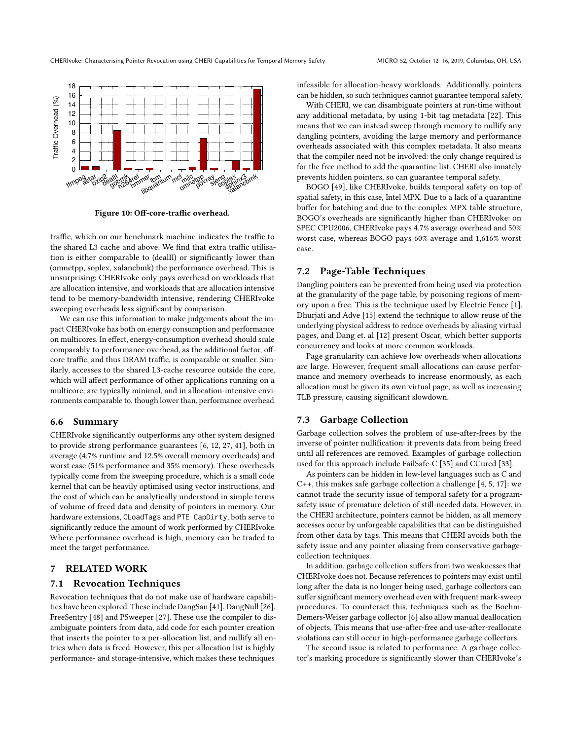Figure 10: Off-core-traffic overhead.

traffic, which on our benchmark machine indicates the traffic to the shared L3 cache and above. We find that extra traffic utilisation is either comparable to (dealII) or significantly lower than (omnetpp, soplex, xalancbmk) the performance overhead. This is unsurprising: CHERIvoke only pays overhead on workloads that are allocation intensive, and workloads that are allocation intensive tend to be memory-bandwidth intensive, rendering CHERIvoke sweeping overheads less significant by comparison.

We can use this information to make judgements about the impact CHERIvoke has both on energy consumption and performance on multicores. In effect, energy-consumption overhead should scale comparably to performance overhead, as the additional factor, off-core traffic, and thus DRAM traffic, is comparable or smaller. Similarly, accesses to the shared L3-cache resource outside the core, which will affect performance of other applications running on a multicore, are typically minimal, and in allocation-intensive environments comparable to, though lower than, performance overhead.

### 6.6 Summary

CHERIvoke significantly outperforms any other system designed to provide strong performance guarantees [6, 12, 27, 41], both in average (4.7% runtime and 12.5% overall memory overheads) and worst case (51% performance and 35% memory). These overheads typically come from the sweeping procedure, which is a small code kernel that can be heavily optimised using vector instructions, and the cost of which can be analytically understood in simple terms of volume of freed data and density of pointers in memory. Our hardware extensions, `CLoadTags` and `PTE CapDirty`, both serve to significantly reduce the amount of work performed by CHERIvoke. Where performance overhead is high, memory can be traded to meet the target performance.

## 7 RELATED WORK

### 7.1 Revocation Techniques

Revocation techniques that do not make use of hardware capabilities have been explored. These include DangSan [41], DangNull [26], FreeSentry [48] and PSweeper [27]. These use the compiler to disambiguate pointers from data, add code for each pointer creation that inserts the pointer to a per-allocation list, and nullify all entries when data is freed. However, this per-allocation list is highly performance- and storage-intensive, which makes these techniques infeasible for allocation-heavy workloads. Additionally, pointers can be hidden, so such techniques cannot guarantee temporal safety.

With CHERI, we can disambiguate pointers at run-time without any additional metadata, by using 1-bit tag metadata [22]. This means that we can instead sweep through memory to nullify any dangling pointers, avoiding the large memory and performance overheads associated with this complex metadata. It also means that the compiler need not be involved: the only change required is for the free method to add the quarantine list. CHERI also innately prevents hidden pointers, so can guarantee temporal safety.

BOGO [49], like CHERIvoke, builds temporal safety on top of spatial safety, in this case, Intel MPX. Due to a lack of a quarantine buffer for batching and due to the complex MPX table structure, BOGO's overheads are significantly higher than CHERIvoke: on SPEC CPU2006, CHERIvoke pays 4.7% average overhead and 50% worst case, whereas BOGO pays 60% average and 1,616% worst case.

### 7.2 Page-Table Techniques

Dangling pointers can be prevented from being used via protection at the granularity of the page table, by poisoning regions of memory upon a free. This is the technique used by Electric Fence [1]. Dhurjati and Adve [15] extend the technique to allow reuse of the underlying physical address to reduce overheads by aliasing virtual pages, and Dang et. al [12] present Oscar, which better supports concurrency and looks at more common workloads.

Page granularity can achieve low overheads when allocations are large. However, frequent small allocations can cause performance and memory overheads to increase enormously, as each allocation must be given its own virtual page, as well as increasing TLB pressure, causing significant slowdown.

### 7.3 Garbage Collection

Garbage collection solves the problem of use-after-frees by the inverse of pointer nullification: it prevents data from being freed until all references are removed. Examples of garbage collection used for this approach include FailSafe-C [35] and CCured [33].

As pointers can be hidden in low-level languages such as C and C++, this makes safe garbage collection a challenge [4, 5, 17]: we cannot trade the security issue of temporal safety for a program-safety issue of premature deletion of still-needed data. However, in the CHERI architecture, pointers cannot be hidden, as all memory accesses occur by unforgeable capabilities that can be distinguished from other data by tags. This means that CHERI avoids both the safety issue and any pointer aliasing from conservative garbage-collection techniques.

In addition, garbage collection suffers from two weaknesses that CHERIvoke does not. Because references to pointers may exist until long after the data is no longer being used, garbage collectors can suffer significant memory overhead even with frequent mark-sweep procedures. To counteract this, techniques such as the Boehm-Demers-Weiser garbage collector [6] also allow manual deallocation of objects. This means that use-after-free and use-after-reallocate violations can still occur in high-performance garbage collectors.

The second issue is related to performance. A garbage collector's marking procedure is significantly slower than CHERIvoke's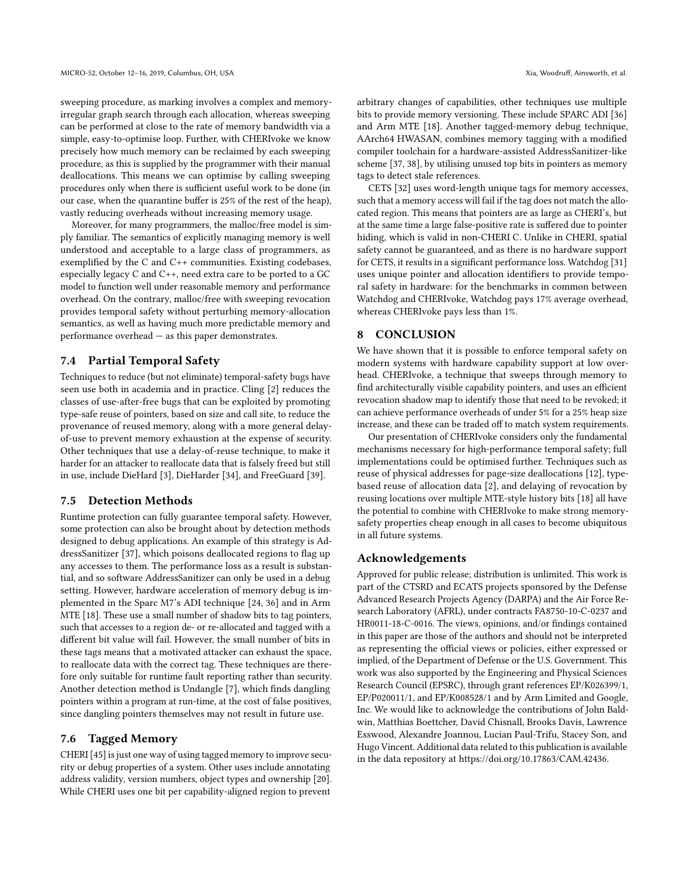sweeping procedure, as marking involves a complex and memory-irregular graph search through each allocation, whereas sweeping can be performed at close to the rate of memory bandwidth via a simple, easy-to-optimise loop. Further, with CHERIvoke we know precisely how much memory can be reclaimed by each sweeping procedure, as this is supplied by the programmer with their manual deallocations. This means we can optimise by calling sweeping procedures only when there is sufficient useful work to be done (in our case, when the quarantine buffer is 25% of the rest of the heap), vastly reducing overheads without increasing memory usage.

Moreover, for many programmers, the malloc/free model is simply familiar. The semantics of explicitly managing memory is well understood and acceptable to a large class of programmers, as exemplified by the C and C++ communities. Existing codebases, especially legacy C and C++, need extra care to be ported to a GC model to function well under reasonable memory and performance overhead. On the contrary, malloc/free with sweeping revocation provides temporal safety without perturbing memory-allocation semantics, as well as having much more predictable memory and performance overhead — as this paper demonstrates.

### 7.4 Partial Temporal Safety

Techniques to reduce (but not eliminate) temporal-safety bugs have seen use both in academia and in practice. Cling [2] reduces the classes of use-after-free bugs that can be exploited by promoting type-safe reuse of pointers, based on size and call site, to reduce the provenance of reused memory, along with a more general delay-of-use to prevent memory exhaustion at the expense of security. Other techniques that use a delay-of-reuse technique, to make it harder for an attacker to reallocate data that is falsely freed but still in use, include DieHard [3], DieHarder [34], and FreeGuard [39].

### 7.5 Detection Methods

Runtime protection can fully guarantee temporal safety. However, some protection can also be brought about by detection methods designed to debug applications. An example of this strategy is AddressSanitizer [37], which poisons deallocated regions to flag up any accesses to them. The performance loss as a result is substantial, and so software AddressSanitizer can only be used in a debug setting. However, hardware acceleration of memory debug is implemented in the Sparc M7's ADI technique [24, 36] and in Arm MTE [18]. These use a small number of shadow bits to tag pointers, such that accesses to a region de- or re-allocated and tagged with a different bit value will fail. However, the small number of bits in these tags means that a motivated attacker can exhaust the space, to reallocate data with the correct tag. These techniques are therefore only suitable for runtime fault reporting rather than security. Another detection method is Undangle [7], which finds dangling pointers within a program at run-time, at the cost of false positives, since dangling pointers themselves may not result in future use.

### 7.6 Tagged Memory

CHERI [45] is just one way of using tagged memory to improve security or debug properties of a system. Other uses include annotating address validity, version numbers, object types and ownership [20]. While CHERI uses one bit per capability-aligned region to prevent arbitrary changes of capabilities, other techniques use multiple bits to provide memory versioning. These include SPARC ADI [36] and Arm MTE [18]. Another tagged-memory debug technique, AArch64 HWASAN, combines memory tagging with a modified compiler toolchain for a hardware-assisted AddressSanitizer-like scheme [37, 38], by utilising unused top bits in pointers as memory tags to detect stale references.

CETS [32] uses word-length unique tags for memory accesses, such that a memory access will fail if the tag does not match the allocated region. This means that pointers are as large as CHERI's, but at the same time a large false-positive rate is suffered due to pointer hiding, which is valid in non-CHERI C. Unlike in CHERI, spatial safety cannot be guaranteed, and as there is no hardware support for CETS, it results in a significant performance loss. Watchdog [31] uses unique pointer and allocation identifiers to provide temporal safety in hardware: for the benchmarks in common between Watchdog and CHERIvoke, Watchdog pays 17% average overhead, whereas CHERIvoke pays less than 1%.

## 8 CONCLUSION

We have shown that it is possible to enforce temporal safety on modern systems with hardware capability support at low overhead. CHERIvoke, a technique that sweeps through memory to find architecturally visible capability pointers, and uses an efficient revocation shadow map to identify those that need to be revoked; it can achieve performance overheads of under 5% for a 25% heap size increase, and these can be traded off to match system requirements.

Our presentation of CHERIvoke considers only the fundamental mechanisms necessary for high-performance temporal safety; full implementations could be optimised further. Techniques such as reuse of physical addresses for page-size deallocations [12], type-based reuse of allocation data [2], and delaying of revocation by reusing locations over multiple MTE-style history bits [18] all have the potential to combine with CHERIvoke to make strong memory-safety properties cheap enough in all cases to become ubiquitous in all future systems.

## Acknowledgements

Approved for public release; distribution is unlimited. This work is part of the CTSRD and ECATS projects sponsored by the Defense Advanced Research Projects Agency (DARPA) and the Air Force Research Laboratory (AFRL), under contracts FA8750-10-C-0237 and HR0011-18-C-0016. The views, opinions, and/or findings contained in this paper are those of the authors and should not be interpreted as representing the official views or policies, either expressed or implied, of the Department of Defense or the U.S. Government. This work was also supported by the Engineering and Physical Sciences Research Council (EPSRC), through grant references EP/K026399/1, EP/P020011/1, and EP/K008528/1 and by Arm Limited and Google, Inc. We would like to acknowledge the contributions of John Baldwin, Matthias Boettcher, David Chisnall, Brooks Davis, Lawrence Esswood, Alexandre Joannou, Lucian Paul-Trifu, Stacey Son, and Hugo Vincent. Additional data related to this publication is available in the data repository at https://doi.org/10.17863/CAM.42436.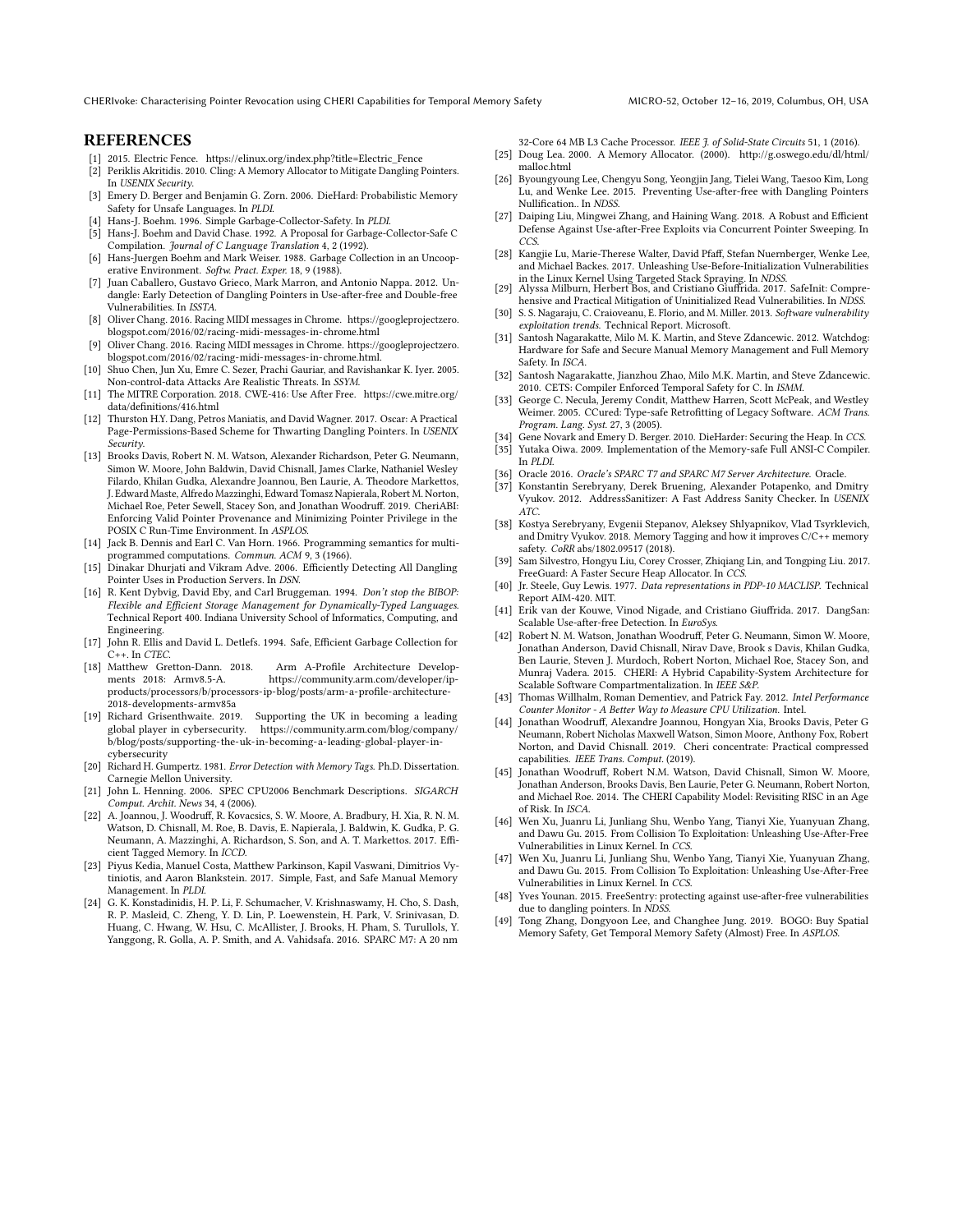## REFERENCES

[1] 2015. Electric Fence. https://elinux.org/index.php?title=Electric_Fence

[2] Periklis Akritidis. 2010. Cling: A Memory Allocator to Mitigate Dangling Pointers. In *USENIX Security*.

[3] Emery D. Berger and Benjamin G. Zorn. 2006. DieHard: Probabilistic Memory Safety for Unsafe Languages. In *PLDI*.

[4] Hans-J. Boehm. 1996. Simple Garbage-Collector-Safety. In *PLDI*.

[5] Hans-J. Boehm and David Chase. 1992. A Proposal for Garbage-Collector-Safe C Compilation. *Journal of C Language Translation* 4, 2 (1992).

[6] Hans-Juergen Boehm and Mark Weiser. 1988. Garbage Collection in an Uncooperative Environment. *Softw. Pract. Exper.* 18, 9 (1988).

[7] Juan Caballero, Gustavo Grieco, Mark Marron, and Antonio Nappa. 2012. Undangle: Early Detection of Dangling Pointers in Use-after-free and Double-free Vulnerabilities. In *ISSTA*.

[8] Oliver Chang. 2016. Racing MIDI messages in Chrome. https://googleprojectzero.blogspot.com/2016/02/racing-midi-messages-in-chrome.html

[9] Oliver Chang. 2016. Racing MIDI messages in Chrome. https://googleprojectzero.blogspot.com/2016/02/racing-midi-messages-in-chrome.html.

[10] Shuo Chen, Jun Xu, Emre C. Sezer, Prachi Gauriar, and Ravishankar K. Iyer. 2005. Non-control-data Attacks Are Realistic Threats. In *SSYM*.

[11] The MITRE Corporation. 2018. CWE-416: Use After Free. https://cwe.mitre.org/data/definitions/416.html

[12] Thurston H.Y. Dang, Petros Maniatis, and David Wagner. 2017. Oscar: A Practical Page-Permissions-Based Scheme for Thwarting Dangling Pointers. In *USENIX Security*.

[13] Brooks Davis, Robert N. M. Watson, Alexander Richardson, Peter G. Neumann, Simon W. Moore, John Baldwin, David Chisnall, James Clarke, Nathaniel Wesley Filardo, Khilan Gudka, Alexandre Joannou, Ben Laurie, A. Theodore Markettos, J. Edward Maste, Alfredo Mazzinghi, Edward Tomasz Napierala, Robert M. Norton, Michael Roe, Peter Sewell, Stacey Son, and Jonathan Woodruff. 2019. CheriABI: Enforcing Valid Pointer Provenance and Minimizing Pointer Privilege in the POSIX C Run-Time Environment. In *ASPLOS*.

[14] Jack B. Dennis and Earl C. Van Horn. 1966. Programming semantics for multiprogrammed computations. *Commun. ACM* 9, 3 (1966).

[15] Dinakar Dhurjati and Vikram Adve. 2006. Efficiently Detecting All Dangling Pointer Uses in Production Servers. In *DSN*.

[16] R. Kent Dybvig, David Eby, and Carl Bruggeman. 1994. *Don't stop the BIBOP: Flexible and Efficient Storage Management for Dynamically-Typed Languages*. Technical Report 400. Indiana University School of Informatics, Computing, and Engineering.

[17] John R. Ellis and David L. Detlefs. 1994. Safe, Efficient Garbage Collection for C++. In *CTEC*.

[18] Matthew Gretton-Dann. 2018. Arm A-Profile Architecture Developments 2018: Armv8.5-A. https://community.arm.com/developer/ip-products/processors/b/processors-ip-blog/posts/arm-a-profile-architecture-2018-developments-armv85a

[19] Richard Grisenthwaite. 2019. Supporting the UK in becoming a leading global player in cybersecurity. https://community.arm.com/blog/company/b/blog/posts/supporting-the-uk-in-becoming-a-leading-global-player-in-cybersecurity

[20] Richard H. Gumpertz. 1981. *Error Detection with Memory Tags*. Ph.D. Dissertation. Carnegie Mellon University.

[21] John L. Henning. 2006. SPEC CPU2006 Benchmark Descriptions. *SIGARCH Comput. Archit. News* 34, 4 (2006).

[22] A. Joannou, J. Woodruff, R. Kovacsics, S. W. Moore, A. Bradbury, H. Xia, R. N. M. Watson, D. Chisnall, M. Roe, B. Davis, E. Napierala, J. Baldwin, K. Gudka, P. G. Neumann, A. Mazzinghi, A. Richardson, S. Son, and A. T. Markettos. 2017. Efficient Tagged Memory. In *ICCD*.

[23] Piyus Kedia, Manuel Costa, Matthew Parkinson, Kapil Vaswani, Dimitrios Vytiniotis, and Aaron Blankstein. 2017. Simple, Fast, and Safe Manual Memory Management. In *PLDI*.

[24] G. K. Konstadinidis, H. P. Li, F. Schumacher, V. Krishnaswamy, H. Cho, S. Dash, R. P. Masleid, C. Zheng, Y. D. Lin, P. Loewenstein, H. Park, V. Srinivasan, D. Huang, C. Hwang, W. Hsu, C. McAllister, J. Brooks, H. Pham, S. Turullols, Y. Yanggong, R. Golla, A. P. Smith, and A. Vahidsafa. 2016. SPARC M7: A 20 nm 32-Core 64 MB L3 Cache Processor. *IEEE J. of Solid-State Circuits* 51, 1 (2016).

[25] Doug Lea. 2000. A Memory Allocator. (2000). http://g.oswego.edu/dl/html/malloc.html

[26] Byoungyoung Lee, Chengyu Song, Yeongjin Jang, Tielei Wang, Taesoo Kim, Long Lu, and Wenke Lee. 2015. Preventing Use-after-free with Dangling Pointers Nullification.. In *NDSS*.

[27] Daiping Liu, Mingwei Zhang, and Haining Wang. 2018. A Robust and Efficient Defense Against Use-after-Free Exploits via Concurrent Pointer Sweeping. In *CCS*.

[28] Kangjie Lu, Marie-Therese Walter, David Pfaff, Stefan Nuernberger, Wenke Lee, and Michael Backes. 2017. Unleashing Use-Before-Initialization Vulnerabilities in the Linux Kernel Using Targeted Stack Spraying. In *NDSS*.

[29] Alyssa Milburn, Herbert Bos, and Cristiano Giuffrida. 2017. SafeInit: Comprehensive and Practical Mitigation of Uninitialized Read Vulnerabilities. In *NDSS*.

[30] S. S. Nagaraju, C. Craioveanu, E. Florio, and M. Miller. 2013. *Software vulnerability exploitation trends*. Technical Report. Microsoft.

[31] Santosh Nagarakatte, Milo M. K. Martin, and Steve Zdancewic. 2012. Watchdog: Hardware for Safe and Secure Manual Memory Management and Full Memory Safety. In *ISCA*.

[32] Santosh Nagarakatte, Jianzhou Zhao, Milo M.K. Martin, and Steve Zdancewic. 2010. CETS: Compiler Enforced Temporal Safety for C. In *ISMM*.

[33] George C. Necula, Jeremy Condit, Matthew Harren, Scott McPeak, and Westley Weimer. 2005. CCured: Type-safe Retrofitting of Legacy Software. *ACM Trans. Program. Lang. Syst.* 27, 3 (2005).

[34] Gene Novark and Emery D. Berger. 2010. DieHarder: Securing the Heap. In *CCS*.

[35] Yutaka Oiwa. 2009. Implementation of the Memory-safe Full ANSI-C Compiler. In *PLDI*.

[36] Oracle 2016. *Oracle's SPARC T7 and SPARC M7 Server Architecture*. Oracle.

[37] Konstantin Serebryany, Derek Bruening, Alexander Potapenko, and Dmitry Vyukov. 2012. AddressSanitizer: A Fast Address Sanity Checker. In *USENIX ATC*.

[38] Kostya Serebryany, Evgenii Stepanov, Aleksey Shlyapnikov, Vlad Tsyrklevich, and Dmitry Vyukov. 2018. Memory Tagging and how it improves C/C++ memory safety. *CoRR* abs/1802.09517 (2018).

[39] Sam Silvestro, Hongyu Liu, Corey Crosser, Zhiqiang Lin, and Tongping Liu. 2017. FreeGuard: A Faster Secure Heap Allocator. In *CCS*.

[40] Jr. Steele, Guy Lewis. 1977. *Data representations in PDP-10 MACLISP*. Technical Report AIM-420. MIT.

[41] Erik van der Kouwe, Vinod Nigade, and Cristiano Giuffrida. 2017. DangSan: Scalable Use-after-free Detection. In *EuroSys*.

[42] Robert N. M. Watson, Jonathan Woodruff, Peter G. Neumann, Simon W. Moore, Jonathan Anderson, David Chisnall, Nirav Dave, Brook s Davis, Khilan Gudka, Ben Laurie, Steven J. Murdoch, Robert Norton, Michael Roe, Stacey Son, and Munraj Vadera. 2015. CHERI: A Hybrid Capability-System Architecture for Scalable Software Compartmentalization. In *IEEE S&P*.

[43] Thomas Willhalm, Roman Dementiev, and Patrick Fay. 2012. *Intel Performance Counter Monitor - A Better Way to Measure CPU Utilization*. Intel.

[44] Jonathan Woodruff, Alexandre Joannou, Hongyan Xia, Brooks Davis, Peter G Neumann, Robert Nicholas Maxwell Watson, Simon Moore, Anthony Fox, Robert Norton, and David Chisnall. 2019. Cheri concentrate: Practical compressed capabilities. *IEEE Trans. Comput.* (2019).

[45] Jonathan Woodruff, Robert N.M. Watson, David Chisnall, Simon W. Moore, Jonathan Anderson, Brooks Davis, Ben Laurie, Peter G. Neumann, Robert Norton, and Michael Roe. 2014. The CHERI Capability Model: Revisiting RISC in an Age of Risk. In *ISCA*.

[46] Wen Xu, Juanru Li, Junliang Shu, Wenbo Yang, Tianyi Xie, Yuanyuan Zhang, and Dawu Gu. 2015. From Collision To Exploitation: Unleashing Use-After-Free Vulnerabilities in Linux Kernel. In *CCS*.

[47] Wen Xu, Juanru Li, Junliang Shu, Wenbo Yang, Tianyi Xie, Yuanyuan Zhang, and Dawu Gu. 2015. From Collision To Exploitation: Unleashing Use-After-Free Vulnerabilities in Linux Kernel. In *CCS*.

[48] Yves Younan. 2015. FreeSentry: protecting against use-after-free vulnerabilities due to dangling pointers. In *NDSS*.

[49] Tong Zhang, Dongyoon Lee, and Changhee Jung. 2019. BOGO: Buy Spatial Memory Safety, Get Temporal Memory Safety (Almost) Free. In *ASPLOS*.